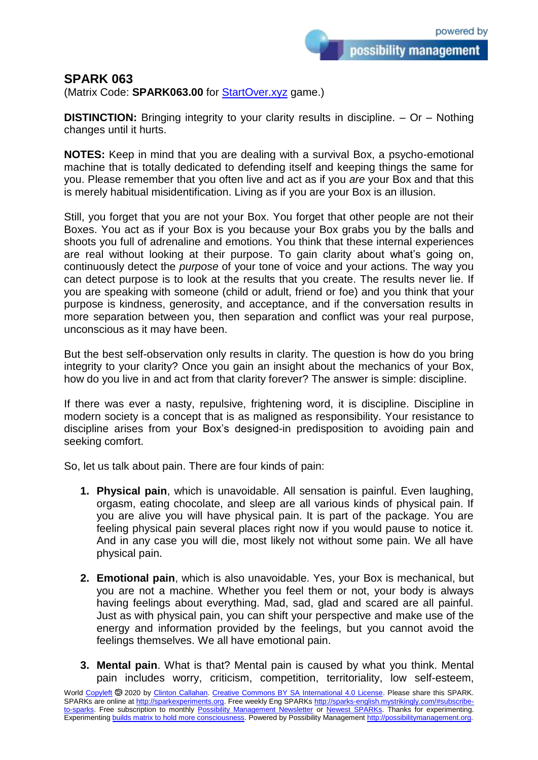## SPARK 063

(Matrix Code: **SPARK063.00** for StartOver.xyz game.)

**DISTINCTION:** Bringing integrity to your clarity results in discipline. – Or – Nothing changes until it hurts.

**NOTES:** Keep in mind that you are dealing with a survival Box, a psycho-emotional machine that is totally dedicated to defending itself and keeping things the same for you. Please remember that you often live and act as if you *are* your Box and that this is merely habitual misidentification. Living as if you are your Box is an illusion.

Still, you forget that you are not your Box. You forget that other people are not their Boxes. You act as if your Box is you because your Box grabs you by the balls and shoots you full of adrenaline and emotions. You think that these internal experiences are real without looking at their purpose. To gain clarity about what's going on, continuously detect the *purpose* of your tone of voice and your actions. The way you can detect purpose is to look at the results that you create. The results never lie. If you are speaking with someone (child or adult, friend or foe) and you think that your purpose is kindness, generosity, and acceptance, and if the conversation results in more separation between you, then separation and conflict was your real purpose, unconscious as it may have been.

But the best self-observation only results in clarity. The question is how do you bring integrity to your clarity? Once you gain an insight about the mechanics of your Box, how do you live in and act from that clarity forever? The answer is simple: discipline.

If there was ever a nasty, repulsive, frightening word, it is discipline. Discipline in modern society is a concept that is as maligned as responsibility. Your resistance to discipline arises from your Box's designed-in predisposition to avoiding pain and seeking comfort.

So, let us talk about pain. There are four kinds of pain:

1. **Physical pain**, which is unavoidable. All sensation is painful. Even laughing, orgasm, eating chocolate, and sleep are all various kinds of physical pain. If you are alive you will have physical pain. It is part of the package. You are feeling physical pain several places right now if you would pause to notice it. And in any case you will die, most likely not without some pain. We all have physical pain.

2. **Emotional pain**, which is also unavoidable. Yes, your Box is mechanical, but you are not a machine. Whether you feel them or not, your body is always having feelings about everything. Mad, sad, glad and scared are all painful. Just as with physical pain, you can shift your perspective and make use of the energy and information provided by the feelings, but you cannot avoid the feelings themselves. We all have emotional pain.

3. **Mental pain**. What is that? Mental pain is caused by what you think. Mental pain includes worry, criticism, competition, territoriality, low self-esteem,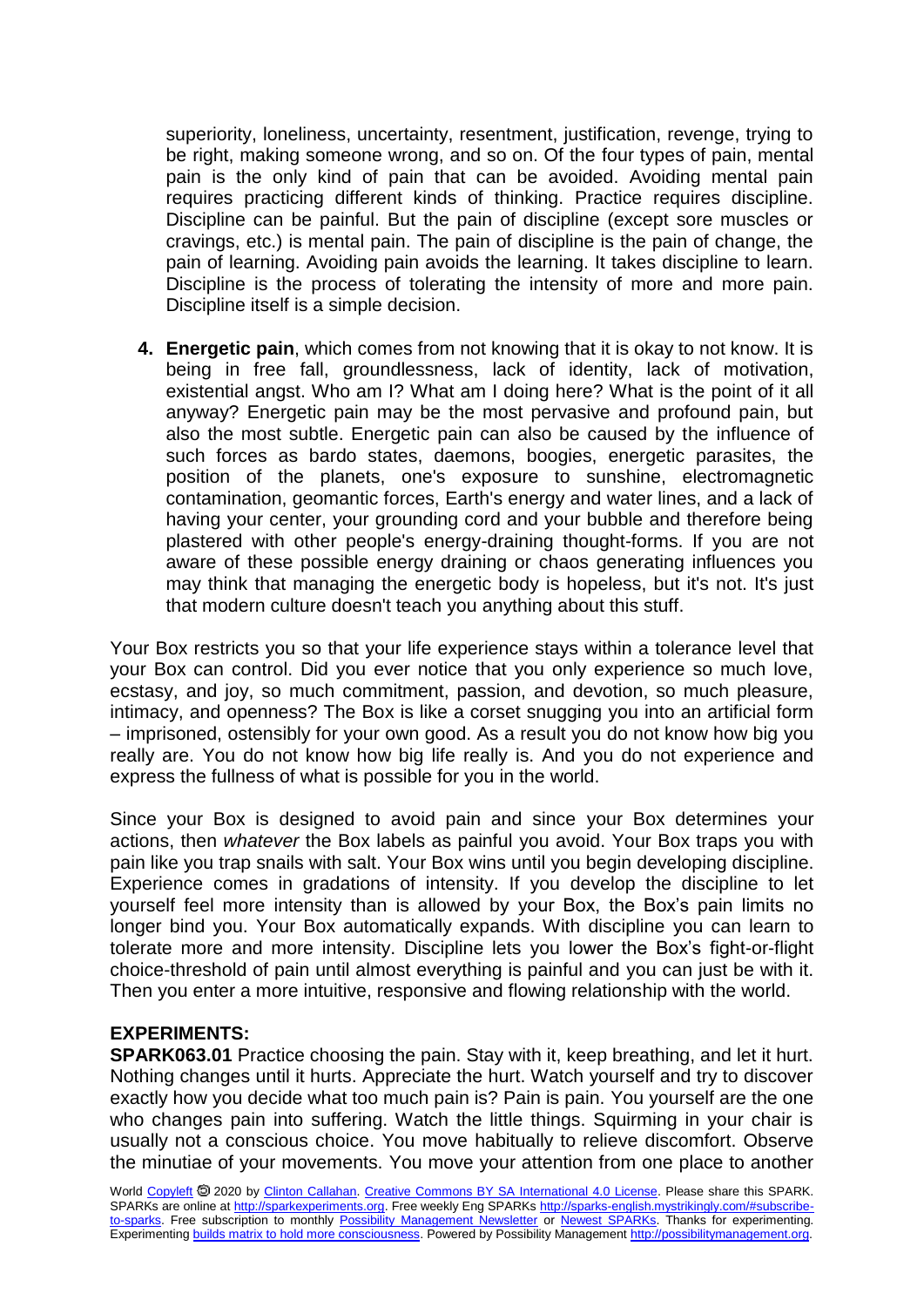superiority, loneliness, uncertainty, resentment, justification, revenge, trying to be right, making someone wrong, and so on. Of the four types of pain, mental pain is the only kind of pain that can be avoided. Avoiding mental pain requires practicing different kinds of thinking. Practice requires discipline. Discipline can be painful. But the pain of discipline (except sore muscles or cravings, etc.) is mental pain. The pain of discipline is the pain of change, the pain of learning. Avoiding pain avoids the learning. It takes discipline to learn. Discipline is the process of tolerating the intensity of more and more pain. Discipline itself is a simple decision.

4. **Energetic pain**, which comes from not knowing that it is okay to not know. It is being in free fall, groundlessness, lack of identity, lack of motivation, existential angst. Who am I? What am I doing here? What is the point of it all anyway? Energetic pain may be the most pervasive and profound pain, but also the most subtle. Energetic pain can also be caused by the influence of such forces as bardo states, daemons, boogies, energetic parasites, the position of the planets, one's exposure to sunshine, electromagnetic contamination, geomantic forces, Earth's energy and water lines, and a lack of having your center, your grounding cord and your bubble and therefore being plastered with other people's energy-draining thought-forms. If you are not aware of these possible energy draining or chaos generating influences you may think that managing the energetic body is hopeless, but it's not. It's just that modern culture doesn't teach you anything about this stuff.

Your Box restricts you so that your life experience stays within a tolerance level that your Box can control. Did you ever notice that you only experience so much love, ecstasy, and joy, so much commitment, passion, and devotion, so much pleasure, intimacy, and openness? The Box is like a corset snugging you into an artificial form – imprisoned, ostensibly for your own good. As a result you do not know how big you really are. You do not know how big life really is. And you do not experience and express the fullness of what is possible for you in the world.

Since your Box is designed to avoid pain and since your Box determines your actions, then *whatever* the Box labels as painful you avoid. Your Box traps you with pain like you trap snails with salt. Your Box wins until you begin developing discipline. Experience comes in gradations of intensity. If you develop the discipline to let yourself feel more intensity than is allowed by your Box, the Box's pain limits no longer bind you. Your Box automatically expands. With discipline you can learn to tolerate more and more intensity. Discipline lets you lower the Box's fight-or-flight choice-threshold of pain until almost everything is painful and you can just be with it. Then you enter a more intuitive, responsive and flowing relationship with the world.

## EXPERIMENTS:

**SPARK063.01** Practice choosing the pain. Stay with it, keep breathing, and let it hurt. Nothing changes until it hurts. Appreciate the hurt. Watch yourself and try to discover exactly how you decide what too much pain is? Pain is pain. You yourself are the one who changes pain into suffering. Watch the little things. Squirming in your chair is usually not a conscious choice. You move habitually to relieve discomfort. Observe the minutiae of your movements. You move your attention from one place to another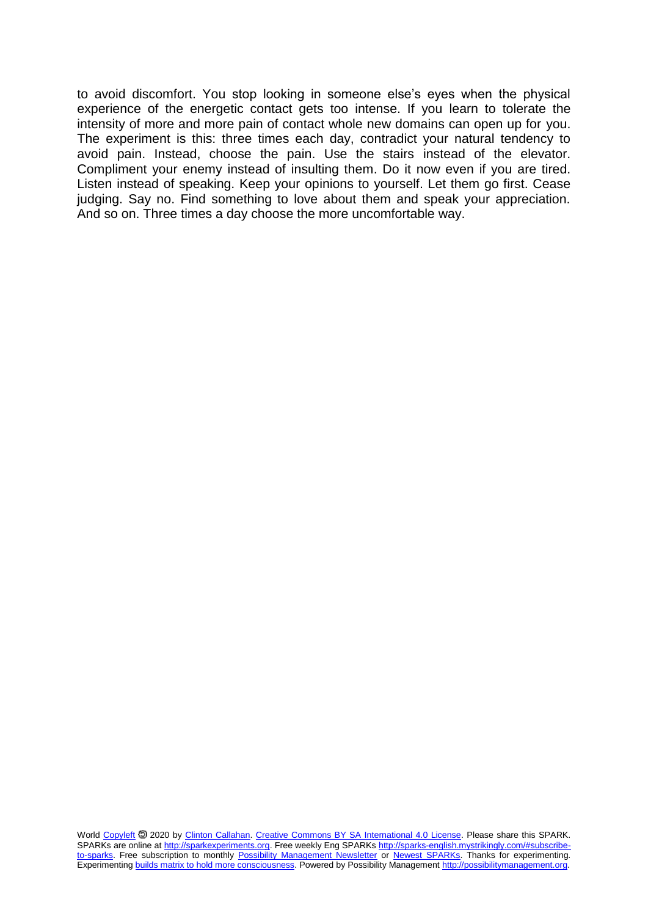to avoid discomfort. You stop looking in someone else's eyes when the physical experience of the energetic contact gets too intense. If you learn to tolerate the intensity of more and more pain of contact whole new domains can open up for you. The experiment is this: three times each day, contradict your natural tendency to avoid pain. Instead, choose the pain. Use the stairs instead of the elevator. Compliment your enemy instead of insulting them. Do it now even if you are tired. Listen instead of speaking. Keep your opinions to yourself. Let them go first. Cease judging. Say no. Find something to love about them and speak your appreciation. And so on. Three times a day choose the more uncomfortable way.

World Copyleft 🄯 2020 by Clinton Callahan. Creative Commons BY SA International 4.0 License. Please share this SPARK. SPARKs are online at http://sparkexperiments.org. Free weekly Eng SPARKs http://sparks-english.mystrikingly.com/#subscribe-to-sparks. Free subscription to monthly Possibility Management Newsletter or Newest SPARKs. Thanks for experimenting. Experimenting builds matrix to hold more consciousness. Powered by Possibility Management http://possibilitymanagement.org.